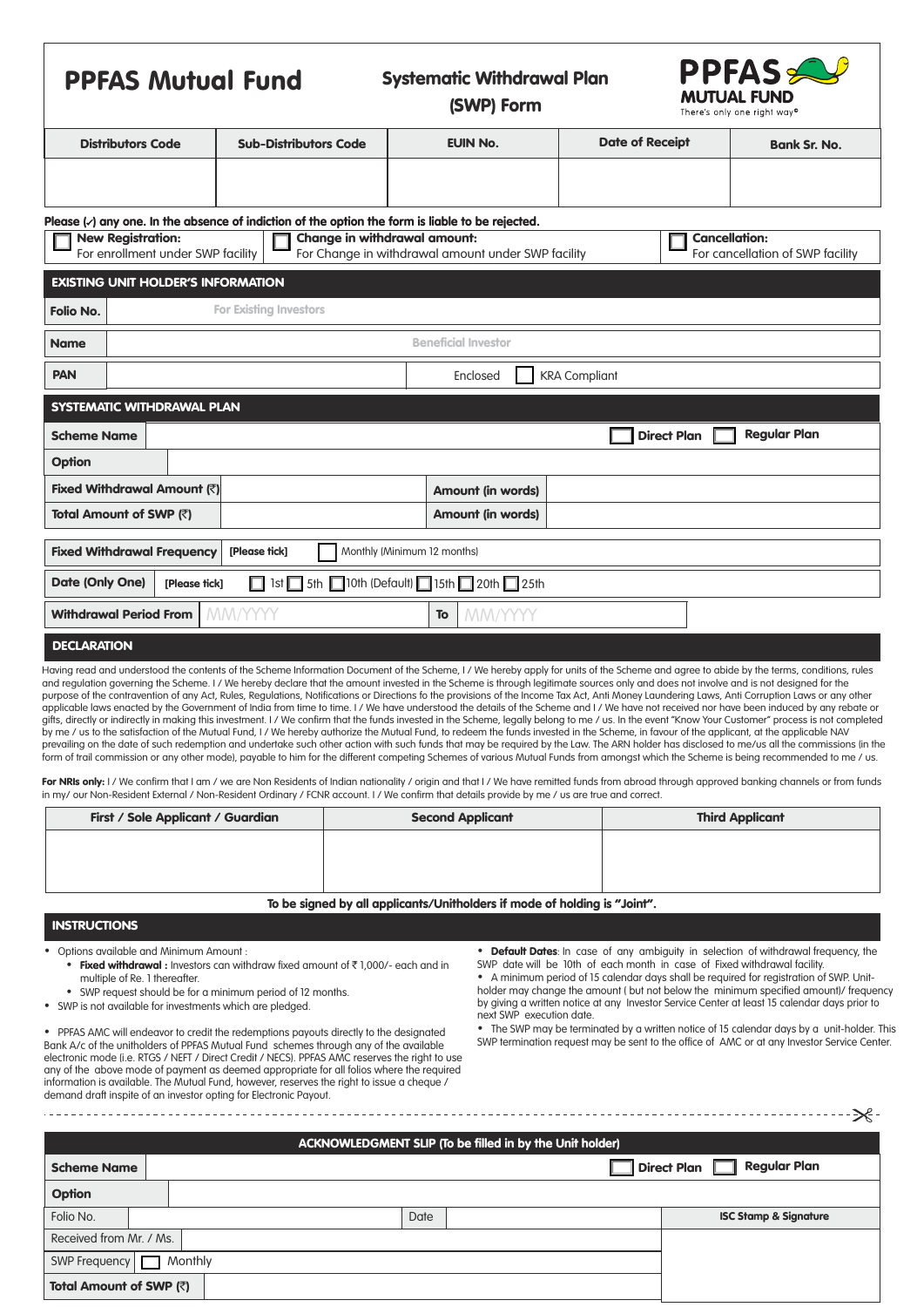# PPFAS Mutual Fund

## Systematic Withdrawal Plan (SWP) Form

PPFAS MUTUAL FUND
There's only one right way®

| Distributors Code | Sub-Distributors Code | EUIN No. | Date of Receipt | Bank Sr. No. |
|---|---|---|---|---|
| | | | | |

**Please (✓) any one. In the absence of indiction of the option the form is liable to be rejected.**

- ☐ **New Registration:** For enrollment under SWP facility
- ☐ **Change in withdrawal amount:** For Change in withdrawal amount under SWP facility
- ☐ **Cancellation:** For cancellation of SWP facility

### EXISTING UNIT HOLDER'S INFORMATION

| | |
|---|---|
| **Folio No.** | For Existing Investors |
| **Name** | Beneficial Investor |
| **PAN** | Enclosed ☐ KRA Compliant |

### SYSTEMATIC WITHDRAWAL PLAN

| | | | |
|---|---|---|---|
| **Scheme Name** | ☐ Direct Plan ☐ Regular Plan | | |
| **Option** | | | |
| **Fixed Withdrawal Amount (₹)** | | **Amount (in words)** | |
| **Total Amount of SWP (₹)** | | **Amount (in words)** | |

**Fixed Withdrawal Frequency** [Please tick] ☐ Monthly (Minimum 12 months)

**Date (Only One)** [Please tick] ☐ 1st ☐ 5th ☐ 10th (Default) ☐ 15th ☐ 20th ☐ 25th

**Withdrawal Period From** MM/YYYY **To** MM/YYYY

### DECLARATION

Having read and understood the contents of the Scheme Information Document of the Scheme, I / We hereby apply for units of the Scheme and agree to abide by the terms, conditions, rules and regulation governing the Scheme. I / We hereby declare that the amount invested in the Scheme is through legitimate sources only and does not involve and is not designed for the purpose of the contravention of any Act, Rules, Regulations, Notifications or Directions fo the provisions of the Income Tax Act, Anti Money Laundering Laws, Anti Corruption Laws or any other applicable laws enacted by the Government of India from time to time. I / We have understood the details of the Scheme and I / We have not received nor have been induced by any rebate or gifts, directly or indirectly in making this investment. I / We confirm that the funds invested in the Scheme, legally belong to me / us. In the event "Know Your Customer" process is not completed by me / us to the satisfaction of the Mutual Fund, I / We hereby authorize the Mutual Fund, to redeem the funds invested in the Scheme, in favour of the applicant, at the applicable NAV prevailing on the date of such redemption and undertake such other action with such funds that may be required by the Law. The ARN holder has disclosed to me/us all the commissions (in the form of trail commission or any other mode), payable to him for the different competing Schemes of various Mutual Funds from amongst which the Scheme is being recommended to me / us.

**For NRIs only:** I / We confirm that I am / we are Non Residents of Indian nationality / origin and that I / We have remitted funds from abroad through approved banking channels or from funds in my/ our Non-Resident External / Non-Resident Ordinary / FCNR account. I / We confirm that details provide by me / us are true and correct.

| First / Sole Applicant / Guardian | Second Applicant | Third Applicant |
|---|---|---|
| | | |

**To be signed by all applicants/Unitholders if mode of holding is "Joint".**

### INSTRUCTIONS

- Options available and Minimum Amount :
  - **Fixed withdrawal :** Investors can withdraw fixed amount of ₹ 1,000/- each and in multiple of Re. 1 thereafter.
  - SWP request should be for a minimum period of 12 months.
- SWP is not available for investments which are pledged.
- PPFAS AMC will endeavor to credit the redemptions payouts directly to the designated Bank A/c of the unitholders of PPFAS Mutual Fund schemes through any of the available electronic mode (i.e. RTGS / NEFT / Direct Credit / NECS). PPFAS AMC reserves the right to use any of the above mode of payment as deemed appropriate for all folios where the required information is available. The Mutual Fund, however, reserves the right to issue a cheque / demand draft inspite of an investor opting for Electronic Payout.
- **Default Dates**: In case of any ambiguity in selection of withdrawal frequency, the SWP date will be 10th of each month in case of Fixed withdrawal facility.
- A minimum period of 15 calendar days shall be required for registration of SWP. Unit-holder may change the amount ( but not below the minimum specified amount)/ frequency by giving a written notice at any Investor Service Center at least 15 calendar days prior to next SWP execution date.
- The SWP may be terminated by a written notice of 15 calendar days by a unit-holder. This SWP termination request may be sent to the office of AMC or at any Investor Service Center.

---

### ACKNOWLEDGMENT SLIP (To be filled in by the Unit holder)

| | | | |
|---|---|---|---|
| **Scheme Name** | ☐ Direct Plan ☐ Regular Plan | | |
| **Option** | | | |
| Folio No. | | Date | **ISC Stamp & Signature** |
| Received from Mr. / Ms. | | | |
| SWP Frequency | ☐ Monthly | | |
| **Total Amount of SWP (₹)** | | | |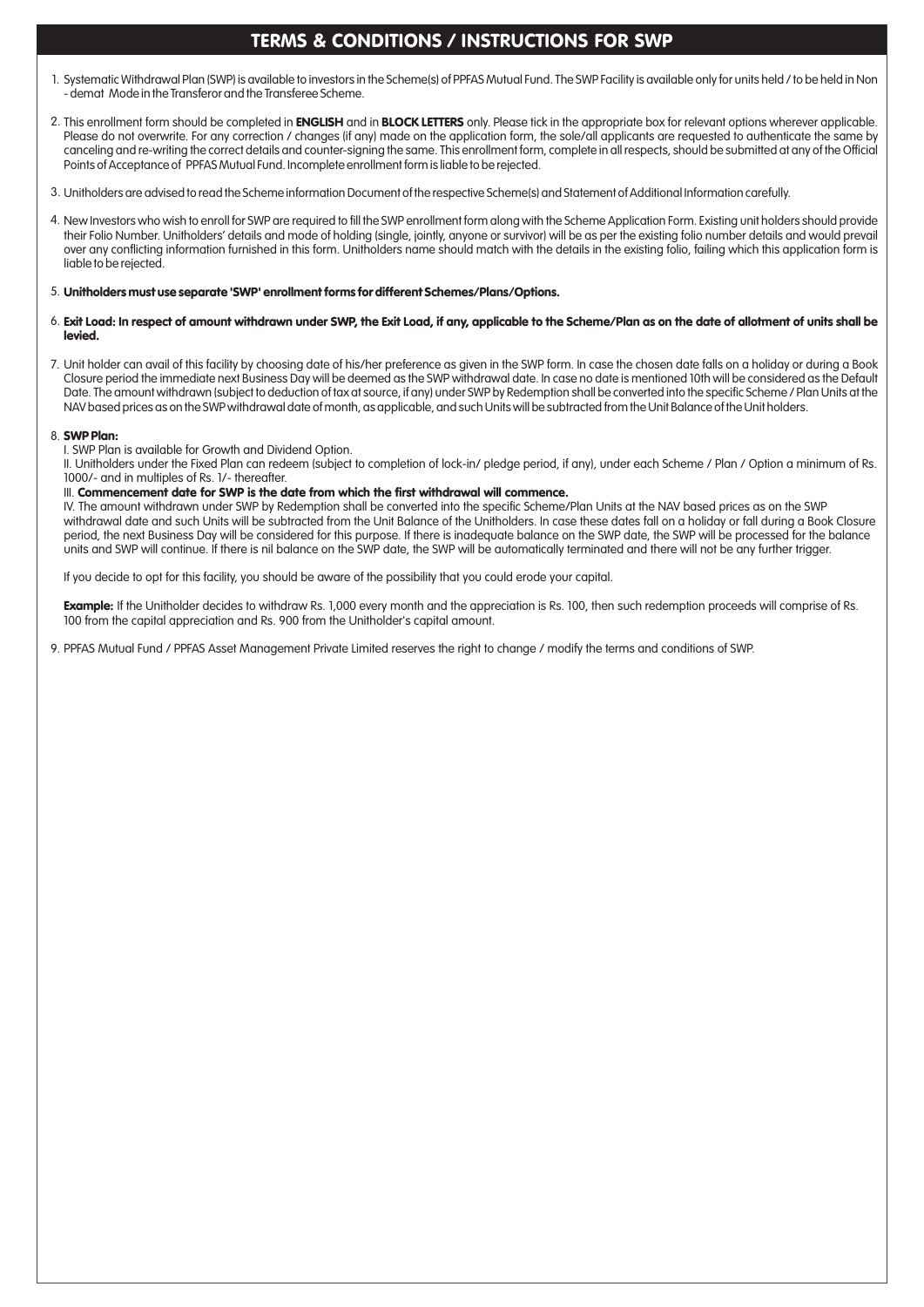## TERMS & CONDITIONS / INSTRUCTIONS FOR SWP

1. Systematic Withdrawal Plan (SWP) is available to investors in the Scheme(s) of PPFAS Mutual Fund. The SWP Facility is available only for units held / to be held in Non - demat Mode in the Transferor and the Transferee Scheme.

2. This enrollment form should be completed in **ENGLISH** and in **BLOCK LETTERS** only. Please tick in the appropriate box for relevant options wherever applicable. Please do not overwrite. For any correction / changes (if any) made on the application form, the sole/all applicants are requested to authenticate the same by canceling and re-writing the correct details and counter-signing the same. This enrollment form, complete in all respects, should be submitted at any of the Official Points of Acceptance of PPFAS Mutual Fund. Incomplete enrollment form is liable to be rejected.

3. Unitholders are advised to read the Scheme information Document of the respective Scheme(s) and Statement of Additional Information carefully.

4. New Investors who wish to enroll for SWP are required to fill the SWP enrollment form along with the Scheme Application Form. Existing unit holders should provide their Folio Number. Unitholders' details and mode of holding (single, jointly, anyone or survivor) will be as per the existing folio number details and would prevail over any conflicting information furnished in this form. Unitholders name should match with the details in the existing folio, failing which this application form is liable to be rejected.

5. **Unitholders must use separate 'SWP' enrollment forms for different Schemes/Plans/Options.**

6. **Exit Load: In respect of amount withdrawn under SWP, the Exit Load, if any, applicable to the Scheme/Plan as on the date of allotment of units shall be levied.**

7. Unit holder can avail of this facility by choosing date of his/her preference as given in the SWP form. In case the chosen date falls on a holiday or during a Book Closure period the immediate next Business Day will be deemed as the SWP withdrawal date. In case no date is mentioned 10th will be considered as the Default Date. The amount withdrawn (subject to deduction of tax at source, if any) under SWP by Redemption shall be converted into the specific Scheme / Plan Units at the NAV based prices as on the SWP withdrawal date of month, as applicable, and such Units will be subtracted from the Unit Balance of the Unit holders.

8. **SWP Plan:**

   I. SWP Plan is available for Growth and Dividend Option.

   II. Unitholders under the Fixed Plan can redeem (subject to completion of lock-in/ pledge period, if any), under each Scheme / Plan / Option a minimum of Rs. 1000/- and in multiples of Rs. 1/- thereafter.

   III. **Commencement date for SWP is the date from which the first withdrawal will commence.**

   IV. The amount withdrawn under SWP by Redemption shall be converted into the specific Scheme/Plan Units at the NAV based prices as on the SWP withdrawal date and such Units will be subtracted from the Unit Balance of the Unitholders. In case these dates fall on a holiday or fall during a Book Closure period, the next Business Day will be considered for this purpose. If there is inadequate balance on the SWP date, the SWP will be processed for the balance units and SWP will continue. If there is nil balance on the SWP date, the SWP will be automatically terminated and there will not be any further trigger.

   If you decide to opt for this facility, you should be aware of the possibility that you could erode your capital.

   **Example:** If the Unitholder decides to withdraw Rs. 1,000 every month and the appreciation is Rs. 100, then such redemption proceeds will comprise of Rs. 100 from the capital appreciation and Rs. 900 from the Unitholder's capital amount.

9. PPFAS Mutual Fund / PPFAS Asset Management Private Limited reserves the right to change / modify the terms and conditions of SWP.